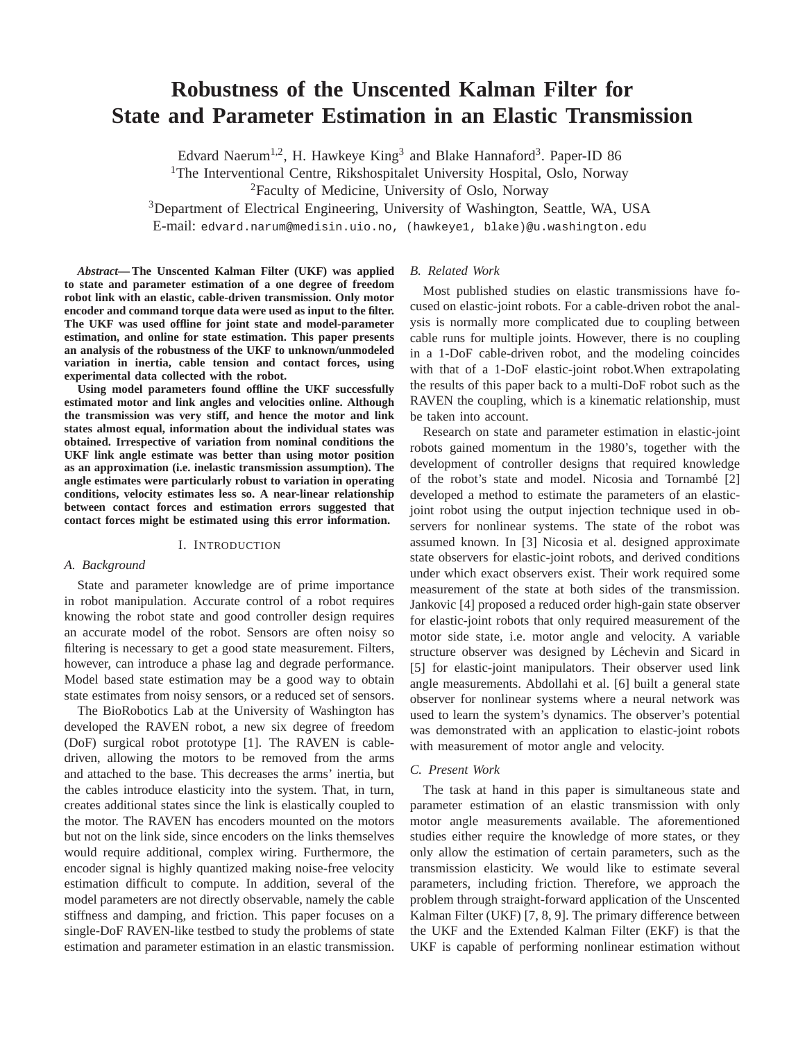# Robustness of the Unscented Kalman Filter for State and Parameter Estimation in an Elastic Transmission

Edvard Naerum[1,2], H. Hawkeye King[3] and Blake Hannaford[3]. Paper-ID 86

[1]The Interventional Centre, Rikshospitalet University Hospital, Oslo, Norway

[2]Faculty of Medicine, University of Oslo, Norway

[3]Department of Electrical Engineering, University of Washington, Seattle, WA, USA

E-mail: edvard.narum@medisin.uio.no, (hawkeye1, blake)@u.washington.edu

***Abstract*— The Unscented Kalman Filter (UKF) was applied to state and parameter estimation of a one degree of freedom robot link with an elastic, cable-driven transmission. Only motor encoder and command torque data were used as input to the filter. The UKF was used offline for joint state and model-parameter estimation, and online for state estimation. This paper presents an analysis of the robustness of the UKF to unknown/unmodeled variation in inertia, cable tension and contact forces, using experimental data collected with the robot.**

**Using model parameters found offline the UKF successfully estimated motor and link angles and velocities online. Although the transmission was very stiff, and hence the motor and link states almost equal, information about the individual states was obtained. Irrespective of variation from nominal conditions the UKF link angle estimate was better than using motor position as an approximation (i.e. inelastic transmission assumption). The angle estimates were particularly robust to variation in operating conditions, velocity estimates less so. A near-linear relationship between contact forces and estimation errors suggested that contact forces might be estimated using this error information.**

## I. Introduction

### A. Background

State and parameter knowledge are of prime importance in robot manipulation. Accurate control of a robot requires knowing the robot state and good controller design requires an accurate model of the robot. Sensors are often noisy so filtering is necessary to get a good state measurement. Filters, however, can introduce a phase lag and degrade performance. Model based state estimation may be a good way to obtain state estimates from noisy sensors, or a reduced set of sensors.

The BioRobotics Lab at the University of Washington has developed the RAVEN robot, a new six degree of freedom (DoF) surgical robot prototype [1]. The RAVEN is cable-driven, allowing the motors to be removed from the arms and attached to the base. This decreases the arms' inertia, but the cables introduce elasticity into the system. That, in turn, creates additional states since the link is elastically coupled to the motor. The RAVEN has encoders mounted on the motors but not on the link side, since encoders on the links themselves would require additional, complex wiring. Furthermore, the encoder signal is highly quantized making noise-free velocity estimation difficult to compute. In addition, several of the model parameters are not directly observable, namely the cable stiffness and damping, and friction. This paper focuses on a single-DoF RAVEN-like testbed to study the problems of state estimation and parameter estimation in an elastic transmission.

### B. Related Work

Most published studies on elastic transmissions have focused on elastic-joint robots. For a cable-driven robot the analysis is normally more complicated due to coupling between cable runs for multiple joints. However, there is no coupling in a 1-DoF cable-driven robot, and the modeling coincides with that of a 1-DoF elastic-joint robot.When extrapolating the results of this paper back to a multi-DoF robot such as the RAVEN the coupling, which is a kinematic relationship, must be taken into account.

Research on state and parameter estimation in elastic-joint robots gained momentum in the 1980's, together with the development of controller designs that required knowledge of the robot's state and model. Nicosia and Tornambé [2] developed a method to estimate the parameters of an elastic-joint robot using the output injection technique used in observers for nonlinear systems. The state of the robot was assumed known. In [3] Nicosia et al. designed approximate state observers for elastic-joint robots, and derived conditions under which exact observers exist. Their work required some measurement of the state at both sides of the transmission. Jankovic [4] proposed a reduced order high-gain state observer for elastic-joint robots that only required measurement of the motor side state, i.e. motor angle and velocity. A variable structure observer was designed by Léchevin and Sicard in [5] for elastic-joint manipulators. Their observer used link angle measurements. Abdollahi et al. [6] built a general state observer for nonlinear systems where a neural network was used to learn the system's dynamics. The observer's potential was demonstrated with an application to elastic-joint robots with measurement of motor angle and velocity.

### C. Present Work

The task at hand in this paper is simultaneous state and parameter estimation of an elastic transmission with only motor angle measurements available. The aforementioned studies either require the knowledge of more states, or they only allow the estimation of certain parameters, such as the transmission elasticity. We would like to estimate several parameters, including friction. Therefore, we approach the problem through straight-forward application of the Unscented Kalman Filter (UKF) [7, 8, 9]. The primary difference between the UKF and the Extended Kalman Filter (EKF) is that the UKF is capable of performing nonlinear estimation without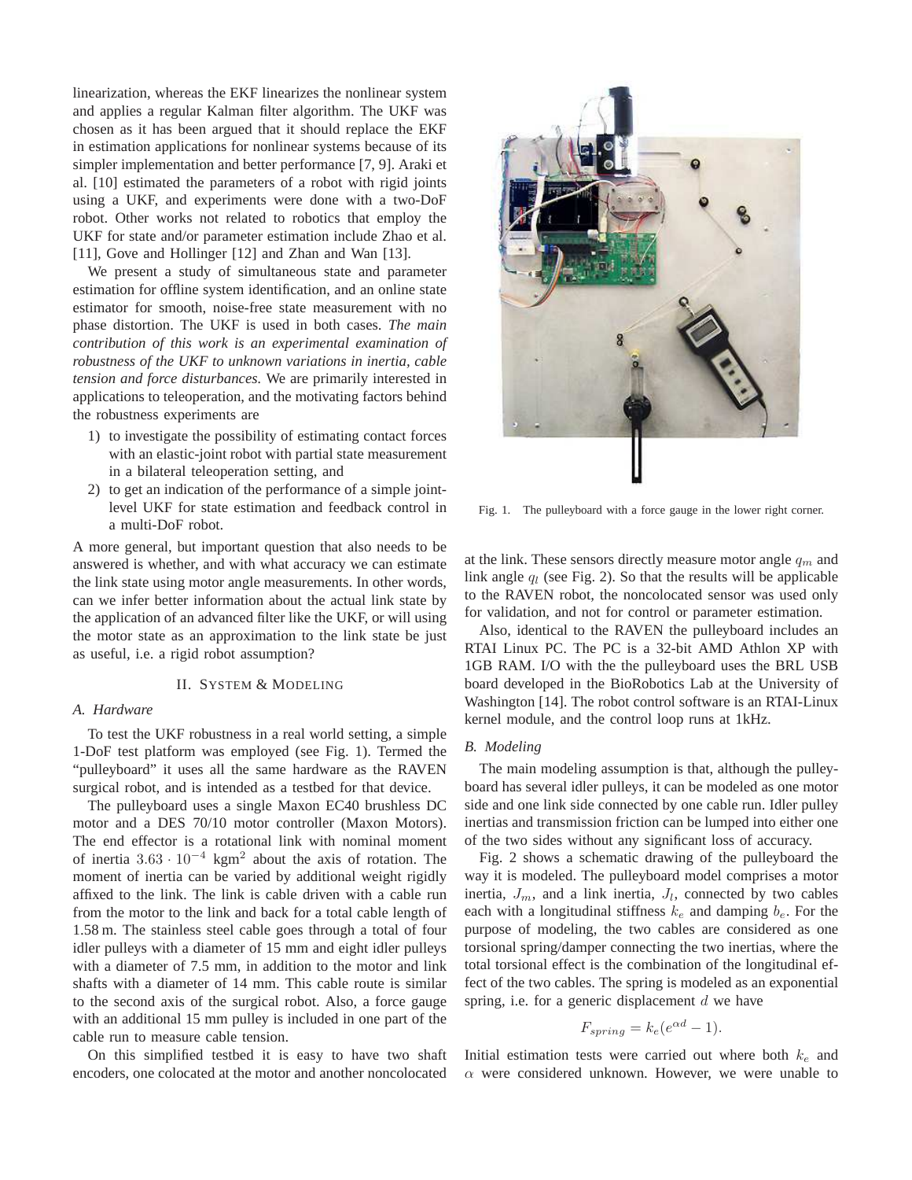linearization, whereas the EKF linearizes the nonlinear system and applies a regular Kalman filter algorithm. The UKF was chosen as it has been argued that it should replace the EKF in estimation applications for nonlinear systems because of its simpler implementation and better performance [7, 9]. Araki et al. [10] estimated the parameters of a robot with rigid joints using a UKF, and experiments were done with a two-DoF robot. Other works not related to robotics that employ the UKF for state and/or parameter estimation include Zhao et al. [11], Gove and Hollinger [12] and Zhan and Wan [13].

We present a study of simultaneous state and parameter estimation for offline system identification, and an online state estimator for smooth, noise-free state measurement with no phase distortion. The UKF is used in both cases. *The main contribution of this work is an experimental examination of robustness of the UKF to unknown variations in inertia, cable tension and force disturbances.* We are primarily interested in applications to teleoperation, and the motivating factors behind the robustness experiments are

1) to investigate the possibility of estimating contact forces with an elastic-joint robot with partial state measurement in a bilateral teleoperation setting, and
2) to get an indication of the performance of a simple joint-level UKF for state estimation and feedback control in a multi-DoF robot.

A more general, but important question that also needs to be answered is whether, and with what accuracy we can estimate the link state using motor angle measurements. In other words, can we infer better information about the actual link state by the application of an advanced filter like the UKF, or will using the motor state as an approximation to the link state be just as useful, i.e. a rigid robot assumption?

## II. System & Modeling

### A. Hardware

To test the UKF robustness in a real world setting, a simple 1-DoF test platform was employed (see Fig. 1). Termed the "pulleyboard" it uses all the same hardware as the RAVEN surgical robot, and is intended as a testbed for that device.

The pulleyboard uses a single Maxon EC40 brushless DC motor and a DES 70/10 motor controller (Maxon Motors). The end effector is a rotational link with nominal moment of inertia $3.63 \cdot 10^{-4}$ kgm$^2$ about the axis of rotation. The moment of inertia can be varied by additional weight rigidly affixed to the link. The link is cable driven with a cable run from the motor to the link and back for a total cable length of 1.58 m. The stainless steel cable goes through a total of four idler pulleys with a diameter of 15 mm and eight idler pulleys with a diameter of 7.5 mm, in addition to the motor and link shafts with a diameter of 14 mm. This cable route is similar to the second axis of the surgical robot. Also, a force gauge with an additional 15 mm pulley is included in one part of the cable run to measure cable tension.

On this simplified testbed it is easy to have two shaft encoders, one colocated at the motor and another noncolocated at the link. These sensors directly measure motor angle $q_m$ and link angle $q_l$ (see Fig. 2). So that the results will be applicable to the RAVEN robot, the noncolocated sensor was used only for validation, and not for control or parameter estimation.

Fig. 1. The pulleyboard with a force gauge in the lower right corner.

Also, identical to the RAVEN the pulleyboard includes an RTAI Linux PC. The PC is a 32-bit AMD Athlon XP with 1GB RAM. I/O with the the pulleyboard uses the BRL USB board developed in the BioRobotics Lab at the University of Washington [14]. The robot control software is an RTAI-Linux kernel module, and the control loop runs at 1kHz.

### B. Modeling

The main modeling assumption is that, although the pulleyboard has several idler pulleys, it can be modeled as one motor side and one link side connected by one cable run. Idler pulley inertias and transmission friction can be lumped into either one of the two sides without any significant loss of accuracy.

Fig. 2 shows a schematic drawing of the pulleyboard the way it is modeled. The pulleyboard model comprises a motor inertia, $J_m$, and a link inertia, $J_l$, connected by two cables each with a longitudinal stiffness $k_e$ and damping $b_e$. For the purpose of modeling, the two cables are considered as one torsional spring/damper connecting the two inertias, where the total torsional effect is the combination of the longitudinal effect of the two cables. The spring is modeled as an exponential spring, i.e. for a generic displacement $d$ we have

$$F_{spring} = k_e(e^{\alpha d} - 1).$$

Initial estimation tests were carried out where both $k_e$ and $\alpha$ were considered unknown. However, we were unable to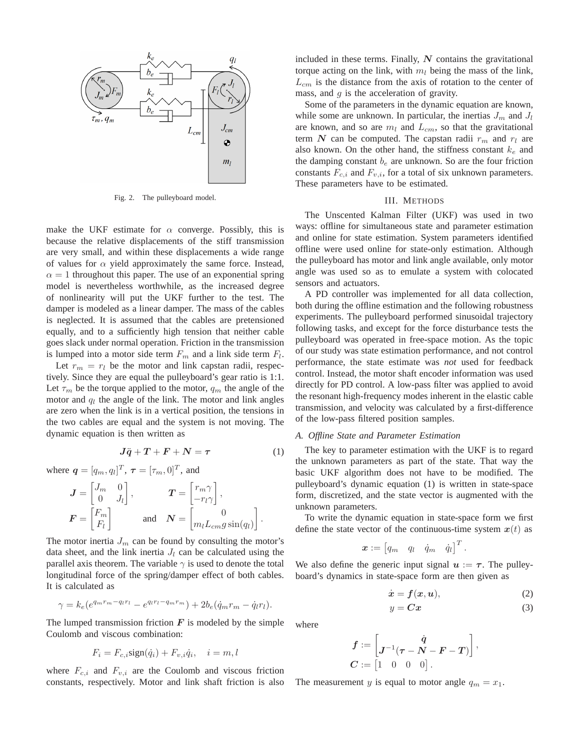Fig. 2. The pulleyboard model.

make the UKF estimate for $\alpha$ converge. Possibly, this is because the relative displacements of the stiff transmission are very small, and within these displacements a wide range of values for $\alpha$ yield approximately the same force. Instead, $\alpha = 1$ throughout this paper. The use of an exponential spring model is nevertheless worthwhile, as the increased degree of nonlinearity will put the UKF further to the test. The damper is modeled as a linear damper. The mass of the cables is neglected. It is assumed that the cables are pretensioned equally, and to a sufficiently high tension that neither cable goes slack under normal operation. Friction in the transmission is lumped into a motor side term $F_m$ and a link side term $F_l$.

Let $r_m = r_l$ be the motor and link capstan radii, respectively. Since they are equal the pulleyboard's gear ratio is 1:1. Let $\tau_m$ be the torque applied to the motor, $q_m$ the angle of the motor and $q_l$ the angle of the link. The motor and link angles are zero when the link is in a vertical position, the tensions in the two cables are equal and the system is not moving. The dynamic equation is then written as

$$\boldsymbol{J}\ddot{\boldsymbol{q}} + \boldsymbol{T} + \boldsymbol{F} + \boldsymbol{N} = \boldsymbol{\tau} \tag{1}$$

where $\boldsymbol{q} = [q_m, q_l]^T$, $\boldsymbol{\tau} = [\tau_m, 0]^T$, and

$$\boldsymbol{J} = \begin{bmatrix} J_m & 0 \\ 0 & J_l \end{bmatrix}, \qquad \boldsymbol{T} = \begin{bmatrix} r_m\gamma \\ -r_l\gamma \end{bmatrix},$$

$$\boldsymbol{F} = \begin{bmatrix} F_m \\ F_l \end{bmatrix} \qquad \text{and} \quad \boldsymbol{N} = \begin{bmatrix} 0 \\ m_l L_{cm} g \sin(q_l) \end{bmatrix}.$$

The motor inertia $J_m$ can be found by consulting the motor's data sheet, and the link inertia $J_l$ can be calculated using the parallel axis theorem. The variable $\gamma$ is used to denote the total longitudinal force of the spring/damper effect of both cables. It is calculated as

$$\gamma = k_e(e^{q_m r_m - q_l r_l} - e^{q_l r_l - q_m r_m}) + 2b_e(\dot{q}_m r_m - \dot{q}_l r_l).$$

The lumped transmission friction $\boldsymbol{F}$ is modeled by the simple Coulomb and viscous combination:

$$F_i = F_{c,i}\text{sign}(\dot{q}_i) + F_{v,i}\dot{q}_i, \quad i = m, l$$

where $F_{c,i}$ and $F_{v,i}$ are the Coulomb and viscous friction constants, respectively. Motor and link shaft friction is also included in these terms. Finally, $\boldsymbol{N}$ contains the gravitational torque acting on the link, with $m_l$ being the mass of the link, $L_{cm}$ is the distance from the axis of rotation to the center of mass, and $g$ is the acceleration of gravity.

Some of the parameters in the dynamic equation are known, while some are unknown. In particular, the inertias $J_m$ and $J_l$ are known, and so are $m_l$ and $L_{cm}$, so that the gravitational term $\boldsymbol{N}$ can be computed. The capstan radii $r_m$ and $r_l$ are also known. On the other hand, the stiffness constant $k_e$ and the damping constant $b_e$ are unknown. So are the four friction constants $F_{c,i}$ and $F_{v,i}$, for a total of six unknown parameters. These parameters have to be estimated.

## III. Methods

The Unscented Kalman Filter (UKF) was used in two ways: offline for simultaneous state and parameter estimation and online for state estimation. System parameters identified offline were used online for state-only estimation. Although the pulleyboard has motor and link angle available, only motor angle was used so as to emulate a system with colocated sensors and actuators.

A PD controller was implemented for all data collection, both during the offline estimation and the following robustness experiments. The pulleyboard performed sinusoidal trajectory following tasks, and except for the force disturbance tests the pulleyboard was operated in free-space motion. As the topic of our study was state estimation performance, and not control performance, the state estimate was *not* used for feedback control. Instead, the motor shaft encoder information was used directly for PD control. A low-pass filter was applied to avoid the resonant high-frequency modes inherent in the elastic cable transmission, and velocity was calculated by a first-difference of the low-pass filtered position samples.

### A. Offline State and Parameter Estimation

The key to parameter estimation with the UKF is to regard the unknown parameters as part of the state. That way the basic UKF algorithm does not have to be modified. The pulleyboard's dynamic equation (1) is written in state-space form, discretized, and the state vector is augmented with the unknown parameters.

To write the dynamic equation in state-space form we first define the state vector of the continuous-time system $\boldsymbol{x}(t)$ as

$$\boldsymbol{x} := \begin{bmatrix} q_m & q_l & \dot{q}_m & \dot{q}_l \end{bmatrix}^T.$$

We also define the generic input signal $\boldsymbol{u} := \boldsymbol{\tau}$. The pulleyboard's dynamics in state-space form are then given as

$$\dot{\boldsymbol{x}} = \boldsymbol{f}(\boldsymbol{x}, \boldsymbol{u}), \tag{2}$$

$$y = \boldsymbol{C}\boldsymbol{x} \tag{3}$$

where

$$\boldsymbol{f} := \begin{bmatrix} \dot{\boldsymbol{q}} \\ \boldsymbol{J}^{-1}(\boldsymbol{\tau} - \boldsymbol{N} - \boldsymbol{F} - \boldsymbol{T}) \end{bmatrix},$$

$$\boldsymbol{C} := \begin{bmatrix} 1 & 0 & 0 & 0 \end{bmatrix}.$$

The measurement $y$ is equal to motor angle $q_m = x_1$.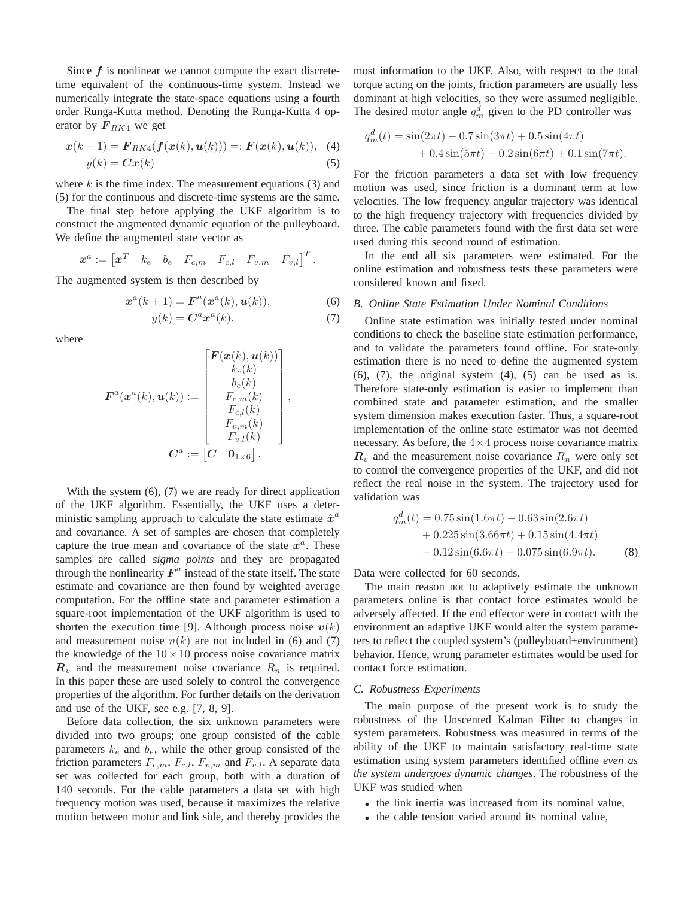Since $\boldsymbol{f}$ is nonlinear we cannot compute the exact discrete-time equivalent of the continuous-time system. Instead we numerically integrate the state-space equations using a fourth order Runga-Kutta method. Denoting the Runga-Kutta 4 operator by $\boldsymbol{F}_{RK4}$ we get

$$\boldsymbol{x}(k+1) = \boldsymbol{F}_{RK4}(\boldsymbol{f}(\boldsymbol{x}(k), \boldsymbol{u}(k))) =: \boldsymbol{F}(\boldsymbol{x}(k), \boldsymbol{u}(k)), \quad (4)$$

$$y(k) = \boldsymbol{C}\boldsymbol{x}(k) \quad (5)$$

where $k$ is the time index. The measurement equations (3) and (5) for the continuous and discrete-time systems are the same.

The final step before applying the UKF algorithm is to construct the augmented dynamic equation of the pulleyboard. We define the augmented state vector as

$$\boldsymbol{x}^a := \begin{bmatrix} \boldsymbol{x}^T & k_e & b_e & F_{c,m} & F_{c,l} & F_{v,m} & F_{v,l} \end{bmatrix}^T .$$

The augmented system is then described by

$$\boldsymbol{x}^a(k+1) = \boldsymbol{F}^a(\boldsymbol{x}^a(k), \boldsymbol{u}(k)), \quad (6)$$

$$y(k) = \boldsymbol{C}^a \boldsymbol{x}^a(k). \quad (7)$$

where

$$\boldsymbol{F}^a(\boldsymbol{x}^a(k), \boldsymbol{u}(k)) := \begin{bmatrix} \boldsymbol{F}(\boldsymbol{x}(k), \boldsymbol{u}(k)) \\ k_e(k) \\ b_e(k) \\ F_{c,m}(k) \\ F_{c,l}(k) \\ F_{v,m}(k) \\ F_{v,l}(k) \end{bmatrix},$$

$$\boldsymbol{C}^a := \begin{bmatrix} \boldsymbol{C} & \boldsymbol{0}_{1\times 6} \end{bmatrix}.$$

With the system (6), (7) we are ready for direct application of the UKF algorithm. Essentially, the UKF uses a deterministic sampling approach to calculate the state estimate $\hat{\boldsymbol{x}}^a$ and covariance. A set of samples are chosen that completely capture the true mean and covariance of the state $\boldsymbol{x}^a$. These samples are called *sigma points* and they are propagated through the nonlinearity $\boldsymbol{F}^a$ instead of the state itself. The state estimate and covariance are then found by weighted average computation. For the offline state and parameter estimation a square-root implementation of the UKF algorithm is used to shorten the execution time [9]. Although process noise $\boldsymbol{v}(k)$ and measurement noise $n(k)$ are not included in (6) and (7) the knowledge of the $10 \times 10$ process noise covariance matrix $\boldsymbol{R}_v$ and the measurement noise covariance $R_n$ is required. In this paper these are used solely to control the convergence properties of the algorithm. For further details on the derivation and use of the UKF, see e.g. [7, 8, 9].

Before data collection, the six unknown parameters were divided into two groups; one group consisted of the cable parameters $k_e$ and $b_e$, while the other group consisted of the friction parameters $F_{c,m}$, $F_{c,l}$, $F_{v,m}$ and $F_{v,l}$. A separate data set was collected for each group, both with a duration of 140 seconds. For the cable parameters a data set with high frequency motion was used, because it maximizes the relative motion between motor and link side, and thereby provides the most information to the UKF. Also, with respect to the total torque acting on the joints, friction parameters are usually less dominant at high velocities, so they were assumed negligible. The desired motor angle $q_m^d$ given to the PD controller was

$$q_m^d(t) = \sin(2\pi t) - 0.7\sin(3\pi t) + 0.5\sin(4\pi t) + 0.4\sin(5\pi t) - 0.2\sin(6\pi t) + 0.1\sin(7\pi t).$$

For the friction parameters a data set with low frequency motion was used, since friction is a dominant term at low velocities. The low frequency angular trajectory was identical to the high frequency trajectory with frequencies divided by three. The cable parameters found with the first data set were used during this second round of estimation.

In the end all six parameters were estimated. For the online estimation and robustness tests these parameters were considered known and fixed.

### B. Online State Estimation Under Nominal Conditions

Online state estimation was initially tested under nominal conditions to check the baseline state estimation performance, and to validate the parameters found offline. For state-only estimation there is no need to define the augmented system (6), (7), the original system (4), (5) can be used as is. Therefore state-only estimation is easier to implement than combined state and parameter estimation, and the smaller system dimension makes execution faster. Thus, a square-root implementation of the online state estimator was not deemed necessary. As before, the $4\times 4$ process noise covariance matrix $\boldsymbol{R}_v$ and the measurement noise covariance $R_n$ were only set to control the convergence properties of the UKF, and did not reflect the real noise in the system. The trajectory used for validation was

$$q_m^d(t) = 0.75\sin(1.6\pi t) - 0.63\sin(2.6\pi t) + 0.225\sin(3.66\pi t) + 0.15\sin(4.4\pi t) - 0.12\sin(6.6\pi t) + 0.075\sin(6.9\pi t). \quad (8)$$

Data were collected for 60 seconds.

The main reason not to adaptively estimate the unknown parameters online is that contact force estimates would be adversely affected. If the end effector were in contact with the environment an adaptive UKF would alter the system parameters to reflect the coupled system's (pulleyboard+environment) behavior. Hence, wrong parameter estimates would be used for contact force estimation.

### C. Robustness Experiments

The main purpose of the present work is to study the robustness of the Unscented Kalman Filter to changes in system parameters. Robustness was measured in terms of the ability of the UKF to maintain satisfactory real-time state estimation using system parameters identified offline *even as the system undergoes dynamic changes*. The robustness of the UKF was studied when

- the link inertia was increased from its nominal value,
- the cable tension varied around its nominal value,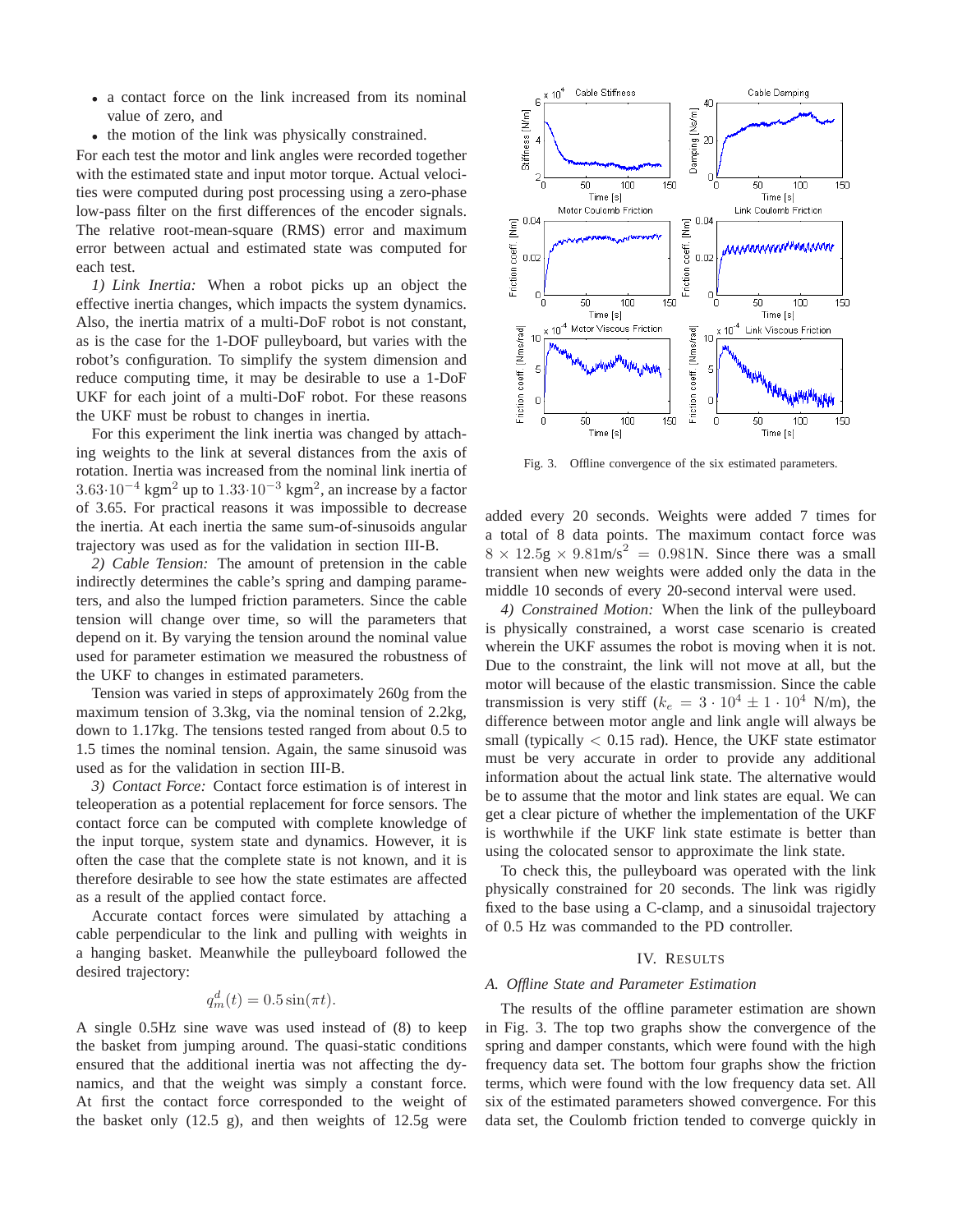- a contact force on the link increased from its nominal value of zero, and
- the motion of the link was physically constrained.

For each test the motor and link angles were recorded together with the estimated state and input motor torque. Actual velocities were computed during post processing using a zero-phase low-pass filter on the first differences of the encoder signals. The relative root-mean-square (RMS) error and maximum error between actual and estimated state was computed for each test.

*1) Link Inertia:* When a robot picks up an object the effective inertia changes, which impacts the system dynamics. Also, the inertia matrix of a multi-DoF robot is not constant, as is the case for the 1-DOF pulleyboard, but varies with the robot's configuration. To simplify the system dimension and reduce computing time, it may be desirable to use a 1-DoF UKF for each joint of a multi-DoF robot. For these reasons the UKF must be robust to changes in inertia.

For this experiment the link inertia was changed by attaching weights to the link at several distances from the axis of rotation. Inertia was increased from the nominal link inertia of $3.63 \cdot 10^{-4}$ kgm$^2$ up to $1.33 \cdot 10^{-3}$ kgm$^2$, an increase by a factor of 3.65. For practical reasons it was impossible to decrease the inertia. At each inertia the same sum-of-sinusoids angular trajectory was used as for the validation in section III-B.

*2) Cable Tension:* The amount of pretension in the cable indirectly determines the cable's spring and damping parameters, and also the lumped friction parameters. Since the cable tension will change over time, so will the parameters that depend on it. By varying the tension around the nominal value used for parameter estimation we measured the robustness of the UKF to changes in estimated parameters.

Tension was varied in steps of approximately 260g from the maximum tension of 3.3kg, via the nominal tension of 2.2kg, down to 1.17kg. The tensions tested ranged from about 0.5 to 1.5 times the nominal tension. Again, the same sinusoid was used as for the validation in section III-B.

*3) Contact Force:* Contact force estimation is of interest in teleoperation as a potential replacement for force sensors. The contact force can be computed with complete knowledge of the input torque, system state and dynamics. However, it is often the case that the complete state is not known, and it is therefore desirable to see how the state estimates are affected as a result of the applied contact force.

Accurate contact forces were simulated by attaching a cable perpendicular to the link and pulling with weights in a hanging basket. Meanwhile the pulleyboard followed the desired trajectory:

$$q_m^d(t) = 0.5 \sin(\pi t).$$

A single 0.5Hz sine wave was used instead of (8) to keep the basket from jumping around. The quasi-static conditions ensured that the additional inertia was not affecting the dynamics, and that the weight was simply a constant force. At first the contact force corresponded to the weight of the basket only (12.5 g), and then weights of 12.5g were added every 20 seconds. Weights were added 7 times for a total of 8 data points. The maximum contact force was $8 \times 12.5\text{g} \times 9.81\text{m/s}^2 = 0.981\text{N}$. Since there was a small transient when new weights were added only the data in the middle 10 seconds of every 20-second interval were used.

*4) Constrained Motion:* When the link of the pulleyboard is physically constrained, a worst case scenario is created wherein the UKF assumes the robot is moving when it is not. Due to the constraint, the link will not move at all, but the motor will because of the elastic transmission. Since the cable transmission is very stiff ($k_e = 3 \cdot 10^4 \pm 1 \cdot 10^4$ N/m), the difference between motor angle and link angle will always be small (typically $< 0.15$ rad). Hence, the UKF state estimator must be very accurate in order to provide any additional information about the actual link state. The alternative would be to assume that the motor and link states are equal. We can get a clear picture of whether the implementation of the UKF is worthwhile if the UKF link state estimate is better than using the colocated sensor to approximate the link state.

To check this, the pulleyboard was operated with the link physically constrained for 20 seconds. The link was rigidly fixed to the base using a C-clamp, and a sinusoidal trajectory of 0.5 Hz was commanded to the PD controller.

Fig. 3. Offline convergence of the six estimated parameters.

## IV. Results

### A. Offline State and Parameter Estimation

The results of the offline parameter estimation are shown in Fig. 3. The top two graphs show the convergence of the spring and damper constants, which were found with the high frequency data set. The bottom four graphs show the friction terms, which were found with the low frequency data set. All six of the estimated parameters showed convergence. For this data set, the Coulomb friction tended to converge quickly in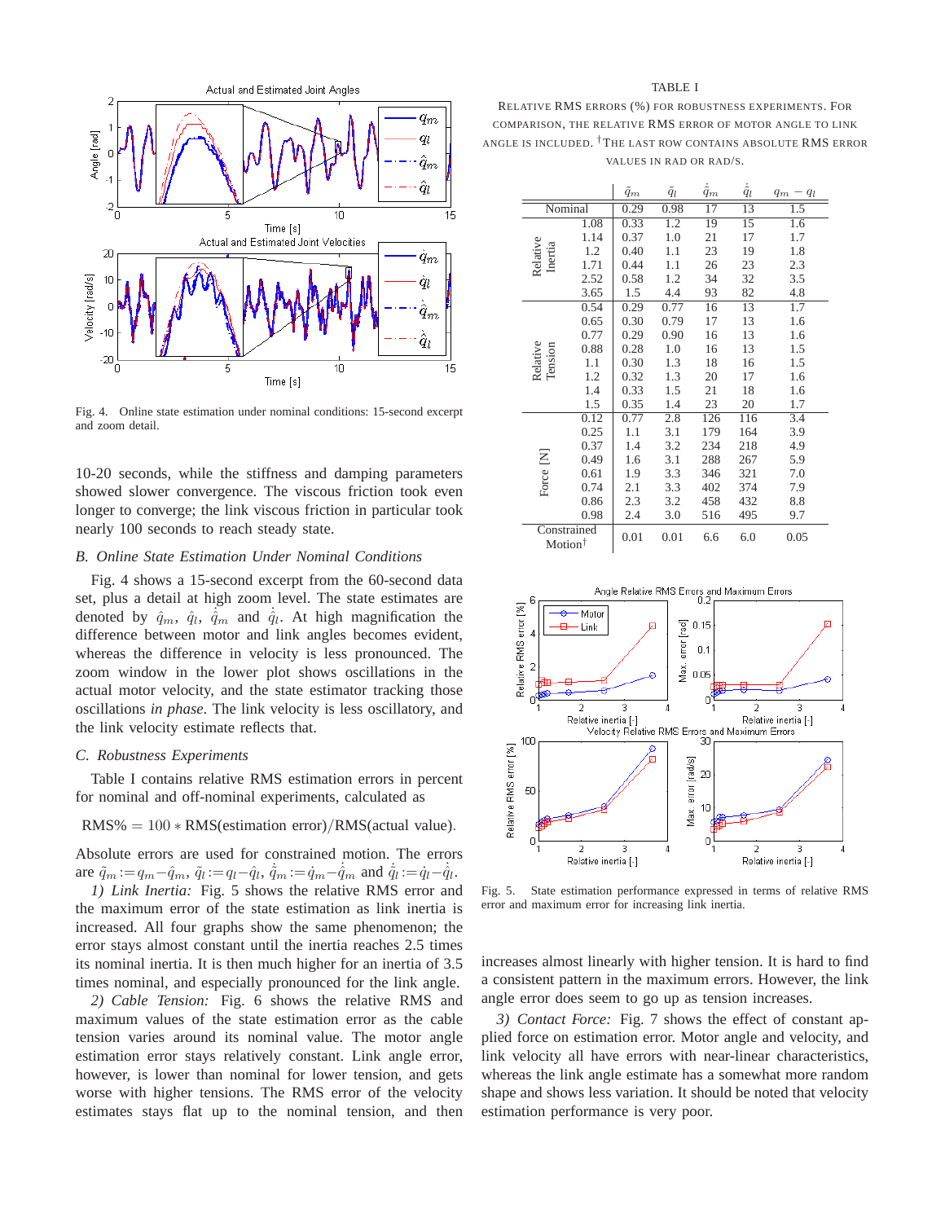Fig. 4. Online state estimation under nominal conditions: 15-second excerpt and zoom detail.

10-20 seconds, while the stiffness and damping parameters showed slower convergence. The viscous friction took even longer to converge; the link viscous friction in particular took nearly 100 seconds to reach steady state.

### *B. Online State Estimation Under Nominal Conditions*

Fig. 4 shows a 15-second excerpt from the 60-second data set, plus a detail at high zoom level. The state estimates are denoted by $\hat{q}_m$, $\hat{q}_l$, $\dot{\hat{q}}_m$ and $\dot{\hat{q}}_l$. At high magnification the difference between motor and link angles becomes evident, whereas the difference in velocity is less pronounced. The zoom window in the lower plot shows oscillations in the actual motor velocity, and the state estimator tracking those oscillations *in phase*. The link velocity is less oscillatory, and the link velocity estimate reflects that.

### *C. Robustness Experiments*

Table I contains relative RMS estimation errors in percent for nominal and off-nominal experiments, calculated as

$$\text{RMS\%} = 100 * \text{RMS(estimation error)}/\text{RMS(actual value)}.$$

Absolute errors are used for constrained motion. The errors are $\tilde{q}_m := q_m - \hat{q}_m$, $\tilde{q}_l := q_l - \hat{q}_l$, $\dot{\tilde{q}}_m := \dot{q}_m - \dot{\hat{q}}_m$ and $\dot{\tilde{q}}_l := \dot{q}_l - \dot{\hat{q}}_l$.

*1) Link Inertia:* Fig. 5 shows the relative RMS error and the maximum error of the state estimation as link inertia is increased. All four graphs show the same phenomenon; the error stays almost constant until the inertia reaches 2.5 times its nominal inertia. It is then much higher for an inertia of 3.5 times nominal, and especially pronounced for the link angle.

*2) Cable Tension:* Fig. 6 shows the relative RMS and maximum values of the state estimation error as the cable tension varies around its nominal value. The motor angle estimation error stays relatively constant. Link angle error, however, is lower than nominal for lower tension, and gets worse with higher tensions. The RMS error of the velocity estimates stays flat up to the nominal tension, and then increases almost linearly with higher tension. It is hard to find a consistent pattern in the maximum errors. However, the link angle error does seem to go up as tension increases.

*3) Contact Force:* Fig. 7 shows the effect of constant applied force on estimation error. Motor angle and velocity, and link velocity all have errors with near-linear characteristics, whereas the link angle estimate has a somewhat more random shape and shows less variation. It should be noted that velocity estimation performance is very poor.

TABLE I

RELATIVE RMS ERRORS (%) FOR ROBUSTNESS EXPERIMENTS. FOR COMPARISON, THE RELATIVE RMS ERROR OF MOTOR ANGLE TO LINK ANGLE IS INCLUDED. †THE LAST ROW CONTAINS ABSOLUTE RMS ERROR VALUES IN RAD OR RAD/S.

| | | $\tilde{q}_m$ | $\tilde{q}_l$ | $\dot{\tilde{q}}_m$ | $\dot{\tilde{q}}_l$ | $q_m - q_l$ |
|---|---|---|---|---|---|---|
| Nominal | | 0.29 | 0.98 | 17 | 13 | 1.5 |
| Relative Inertia | 1.08 | 0.33 | 1.2 | 19 | 15 | 1.6 |
| | 1.14 | 0.37 | 1.0 | 21 | 17 | 1.7 |
| | 1.2 | 0.40 | 1.1 | 23 | 19 | 1.8 |
| | 1.71 | 0.44 | 1.1 | 26 | 23 | 2.3 |
| | 2.52 | 0.58 | 1.2 | 34 | 32 | 3.5 |
| | 3.65 | 1.5 | 4.4 | 93 | 82 | 4.8 |
| Relative Tension | 0.54 | 0.29 | 0.77 | 16 | 13 | 1.7 |
| | 0.65 | 0.30 | 0.79 | 17 | 13 | 1.6 |
| | 0.77 | 0.29 | 0.90 | 16 | 13 | 1.6 |
| | 0.88 | 0.28 | 1.0 | 16 | 13 | 1.5 |
| | 1.1 | 0.30 | 1.3 | 18 | 16 | 1.5 |
| | 1.2 | 0.32 | 1.3 | 20 | 17 | 1.6 |
| | 1.4 | 0.33 | 1.5 | 21 | 18 | 1.6 |
| | 1.5 | 0.35 | 1.4 | 23 | 20 | 1.7 |
| Force [N] | 0.12 | 0.77 | 2.8 | 126 | 116 | 3.4 |
| | 0.25 | 1.1 | 3.1 | 179 | 164 | 3.9 |
| | 0.37 | 1.4 | 3.2 | 234 | 218 | 4.9 |
| | 0.49 | 1.6 | 3.1 | 288 | 267 | 5.9 |
| | 0.61 | 1.9 | 3.3 | 346 | 321 | 7.0 |
| | 0.74 | 2.1 | 3.3 | 402 | 374 | 7.9 |
| | 0.86 | 2.3 | 3.2 | 458 | 432 | 8.8 |
| | 0.98 | 2.4 | 3.0 | 516 | 495 | 9.7 |
| Constrained Motion† | | 0.01 | 0.01 | 6.6 | 6.0 | 0.05 |

Fig. 5. State estimation performance expressed in terms of relative RMS error and maximum error for increasing link inertia.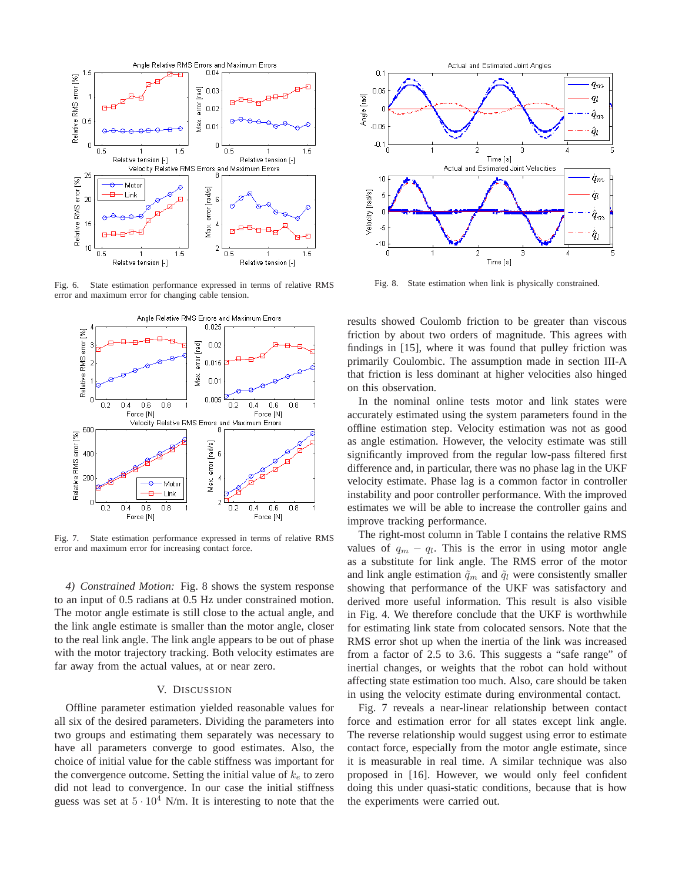Angle Relative RMS Errors and Maximum Errors

Relative RMS error [%]

Max. error [rad]

Relative tension [-]

Velocity Relative RMS Errors and Maximum Errors

Motor

Link

Relative RMS error [%]

Max. error [rad/s]

Relative tension [-]

Fig. 6. State estimation performance expressed in terms of relative RMS error and maximum error for changing cable tension.

Angle Relative RMS Errors and Maximum Errors

Relative RMS error [%]

Max. error [rad]

Force [N]

Velocity Relative RMS Errors and Maximum Errors

Motor

Link

Relative RMS error [%]

Max. error [rad/s]

Force [N]

Fig. 7. State estimation performance expressed in terms of relative RMS error and maximum error for increasing contact force.

*4) Constrained Motion:* Fig. 8 shows the system response to an input of 0.5 radians at 0.5 Hz under constrained motion. The motor angle estimate is still close to the actual angle, and the link angle estimate is smaller than the motor angle, closer to the real link angle. The link angle appears to be out of phase with the motor trajectory tracking. Both velocity estimates are far away from the actual values, at or near zero.

## V. Discussion

Offline parameter estimation yielded reasonable values for all six of the desired parameters. Dividing the parameters into two groups and estimating them separately was necessary to have all parameters converge to good estimates. Also, the choice of initial value for the cable stiffness was important for the convergence outcome. Setting the initial value of $k_e$ to zero did not lead to convergence. In our case the initial stiffness guess was set at $5 \cdot 10^4$ N/m. It is interesting to note that the

Actual and Estimated Joint Angles

Angle [rad]

Time [s]

$q_m$ $q_l$ $\hat{q}_m$ $\hat{q}_l$

Actual and Estimated Joint Velocities

Velocity [rad/s]

Time [s]

$\dot{q}_m$ $\dot{q}_l$ $\hat{\dot{q}}_m$ $\hat{\dot{q}}_l$

Fig. 8. State estimation when link is physically constrained.

results showed Coulomb friction to be greater than viscous friction by about two orders of magnitude. This agrees with findings in [15], where it was found that pulley friction was primarily Coulombic. The assumption made in section III-A that friction is less dominant at higher velocities also hinged on this observation.

In the nominal online tests motor and link states were accurately estimated using the system parameters found in the offline estimation step. Velocity estimation was not as good as angle estimation. However, the velocity estimate was still significantly improved from the regular low-pass filtered first difference and, in particular, there was no phase lag in the UKF velocity estimate. Phase lag is a common factor in controller instability and poor controller performance. With the improved estimates we will be able to increase the controller gains and improve tracking performance.

The right-most column in Table I contains the relative RMS values of $q_m - q_l$. This is the error in using motor angle as a substitute for link angle. The RMS error of the motor and link angle estimation $\tilde{q}_m$ and $\tilde{q}_l$ were consistently smaller showing that performance of the UKF was satisfactory and derived more useful information. This result is also visible in Fig. 4. We therefore conclude that the UKF is worthwhile for estimating link state from colocated sensors. Note that the RMS error shot up when the inertia of the link was increased from a factor of 2.5 to 3.6. This suggests a "safe range" of inertial changes, or weights that the robot can hold without affecting state estimation too much. Also, care should be taken in using the velocity estimate during environmental contact.

Fig. 7 reveals a near-linear relationship between contact force and estimation error for all states except link angle. The reverse relationship would suggest using error to estimate contact force, especially from the motor angle estimate, since it is measurable in real time. A similar technique was also proposed in [16]. However, we would only feel confident doing this under quasi-static conditions, because that is how the experiments were carried out.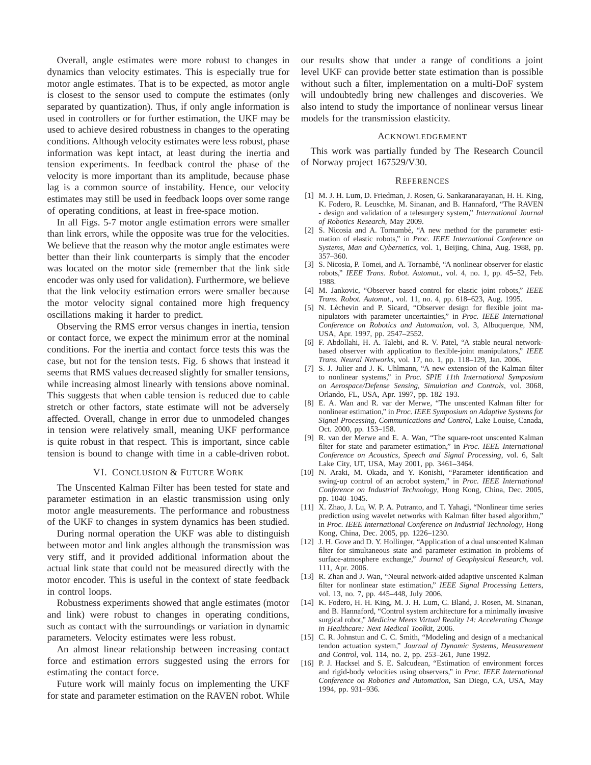Overall, angle estimates were more robust to changes in dynamics than velocity estimates. This is especially true for motor angle estimates. That is to be expected, as motor angle is closest to the sensor used to compute the estimates (only separated by quantization). Thus, if only angle information is used in controllers or for further estimation, the UKF may be used to achieve desired robustness in changes to the operating conditions. Although velocity estimates were less robust, phase information was kept intact, at least during the inertia and tension experiments. In feedback control the phase of the velocity is more important than its amplitude, because phase lag is a common source of instability. Hence, our velocity estimates may still be used in feedback loops over some range of operating conditions, at least in free-space motion.

In all Figs. 5-7 motor angle estimation errors were smaller than link errors, while the opposite was true for the velocities. We believe that the reason why the motor angle estimates were better than their link counterparts is simply that the encoder was located on the motor side (remember that the link side encoder was only used for validation). Furthermore, we believe that the link velocity estimation errors were smaller because the motor velocity signal contained more high frequency oscillations making it harder to predict.

Observing the RMS error versus changes in inertia, tension or contact force, we expect the minimum error at the nominal conditions. For the inertia and contact force tests this was the case, but not for the tension tests. Fig. 6 shows that instead it seems that RMS values decreased slightly for smaller tensions, while increasing almost linearly with tensions above nominal. This suggests that when cable tension is reduced due to cable stretch or other factors, state estimate will not be adversely affected. Overall, change in error due to unmodeled changes in tension were relatively small, meaning UKF performance is quite robust in that respect. This is important, since cable tension is bound to change with time in a cable-driven robot.

## VI. Conclusion & Future Work

The Unscented Kalman Filter has been tested for state and parameter estimation in an elastic transmission using only motor angle measurements. The performance and robustness of the UKF to changes in system dynamics has been studied.

During normal operation the UKF was able to distinguish between motor and link angles although the transmission was very stiff, and it provided additional information about the actual link state that could not be measured directly with the motor encoder. This is useful in the context of state feedback in control loops.

Robustness experiments showed that angle estimates (motor and link) were robust to changes in operating conditions, such as contact with the surroundings or variation in dynamic parameters. Velocity estimates were less robust.

An almost linear relationship between increasing contact force and estimation errors suggested using the errors for estimating the contact force.

Future work will mainly focus on implementing the UKF for state and parameter estimation on the RAVEN robot. While our results show that under a range of conditions a joint level UKF can provide better state estimation than is possible without such a filter, implementation on a multi-DoF system will undoubtedly bring new challenges and discoveries. We also intend to study the importance of nonlinear versus linear models for the transmission elasticity.

## Acknowledgement

This work was partially funded by The Research Council of Norway project 167529/V30.

## References

[1] M. J. H. Lum, D. Friedman, J. Rosen, G. Sankaranarayanan, H. H. King, K. Fodero, R. Leuschke, M. Sinanan, and B. Hannaford, "The RAVEN - design and validation of a telesurgery system," *International Journal of Robotics Research*, May 2009.

[2] S. Nicosia and A. Tornambé, "A new method for the parameter estimation of elastic robots," in *Proc. IEEE International Conference on Systems, Man and Cybernetics*, vol. 1, Beijing, China, Aug. 1988, pp. 357–360.

[3] S. Nicosia, P. Tomei, and A. Tornambé, "A nonlinear observer for elastic robots," *IEEE Trans. Robot. Automat.*, vol. 4, no. 1, pp. 45–52, Feb. 1988.

[4] M. Jankovic, "Observer based control for elastic joint robots," *IEEE Trans. Robot. Automat.*, vol. 11, no. 4, pp. 618–623, Aug. 1995.

[5] N. Léchevin and P. Sicard, "Observer design for flexible joint manipulators with parameter uncertainties," in *Proc. IEEE International Conference on Robotics and Automation*, vol. 3, Albuquerque, NM, USA, Apr. 1997, pp. 2547–2552.

[6] F. Abdollahi, H. A. Talebi, and R. V. Patel, "A stable neural network-based observer with application to flexible-joint manipulators," *IEEE Trans. Neural Networks*, vol. 17, no. 1, pp. 118–129, Jan. 2006.

[7] S. J. Julier and J. K. Uhlmann, "A new extension of the Kalman filter to nonlinear systems," in *Proc. SPIE 11th International Symposium on Aerospace/Defense Sensing, Simulation and Controls*, vol. 3068, Orlando, FL, USA, Apr. 1997, pp. 182–193.

[8] E. A. Wan and R. var der Merwe, "The unscented Kalman filter for nonlinear estimation," in *Proc. IEEE Symposium on Adaptive Systems for Signal Processing, Communications and Control*, Lake Louise, Canada, Oct. 2000, pp. 153–158.

[9] R. van der Merwe and E. A. Wan, "The square-root unscented Kalman filter for state and parameter estimation," in *Proc. IEEE International Conference on Acoustics, Speech and Signal Processing*, vol. 6, Salt Lake City, UT, USA, May 2001, pp. 3461–3464.

[10] N. Araki, M. Okada, and Y. Konishi, "Parameter identification and swing-up control of an acrobot system," in *Proc. IEEE International Conference on Industrial Technology*, Hong Kong, China, Dec. 2005, pp. 1040–1045.

[11] X. Zhao, J. Lu, W. P. A. Putranto, and T. Yahagi, "Nonlinear time series prediction using wavelet networks with Kalman filter based algorithm," in *Proc. IEEE International Conference on Industrial Technology*, Hong Kong, China, Dec. 2005, pp. 1226–1230.

[12] J. H. Gove and D. Y. Hollinger, "Application of a dual unscented Kalman filter for simultaneous state and parameter estimation in problems of surface-atmosphere exchange," *Journal of Geophysical Research*, vol. 111, Apr. 2006.

[13] R. Zhan and J. Wan, "Neural network-aided adaptive unscented Kalman filter for nonlinear state estimation," *IEEE Signal Processing Letters*, vol. 13, no. 7, pp. 445–448, July 2006.

[14] K. Fodero, H. H. King, M. J. H. Lum, C. Bland, J. Rosen, M. Sinanan, and B. Hannaford, "Control system architecture for a minimally invasive surgical robot," *Medicine Meets Virtual Reality 14: Accelerating Change in Healthcare: Next Medical Toolkit*, 2006.

[15] C. R. Johnstun and C. C. Smith, "Modeling and design of a mechanical tendon actuation system," *Journal of Dynamic Systems, Measurement and Control*, vol. 114, no. 2, pp. 253–261, June 1992.

[16] P. J. Hacksel and S. E. Salcudean, "Estimation of environment forces and rigid-body velocities using observers," in *Proc. IEEE International Conference on Robotics and Automation*, San Diego, CA, USA, May 1994, pp. 931–936.